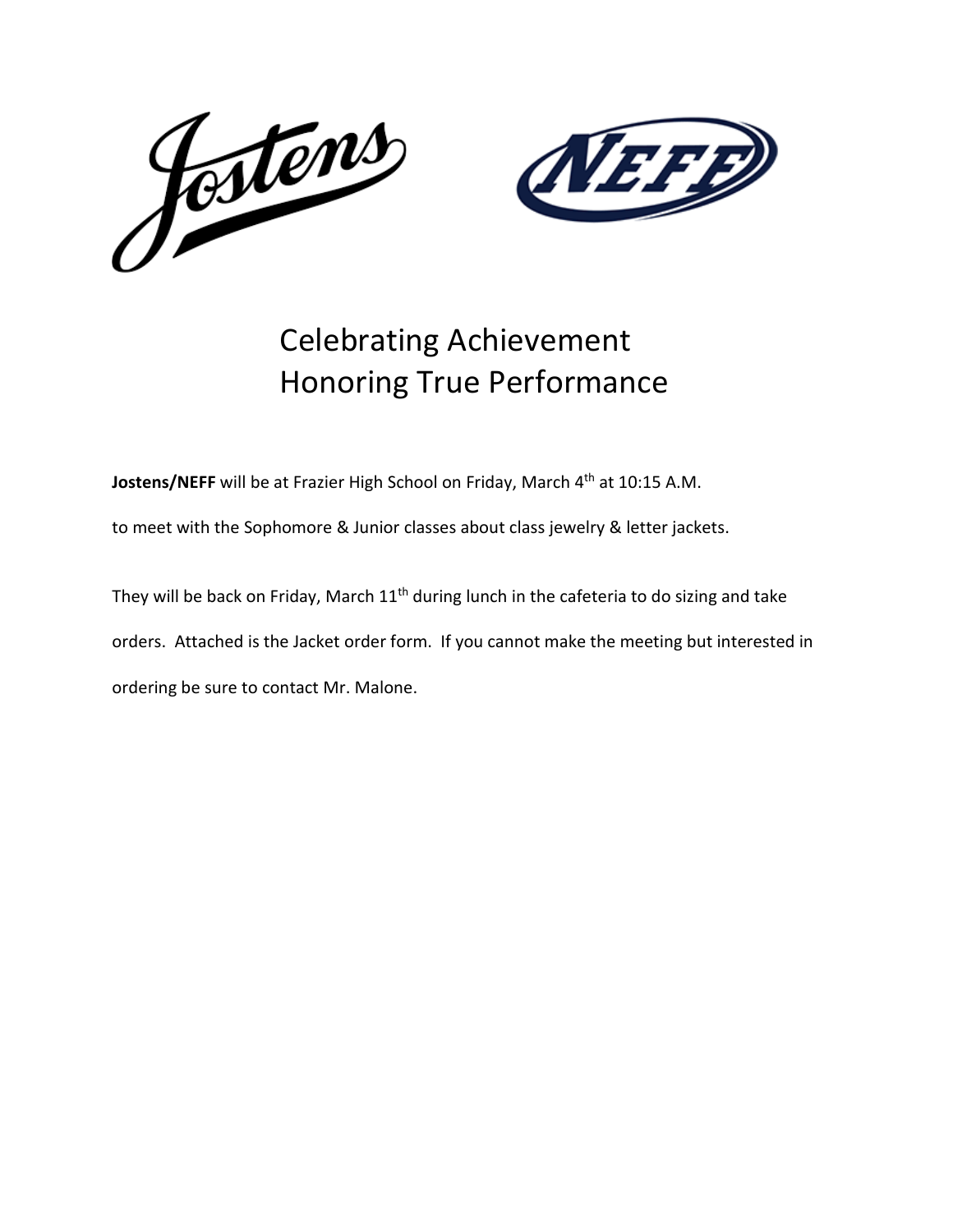Jostens NEFF

# Celebrating Achievement
# Honoring True Performance

**Jostens/NEFF** will be at Frazier High School on Friday, March 4th at 10:15 A.M. to meet with the Sophomore & Junior classes about class jewelry & letter jackets.

They will be back on Friday, March 11th during lunch in the cafeteria to do sizing and take orders. Attached is the Jacket order form. If you cannot make the meeting but interested in ordering be sure to contact Mr. Malone.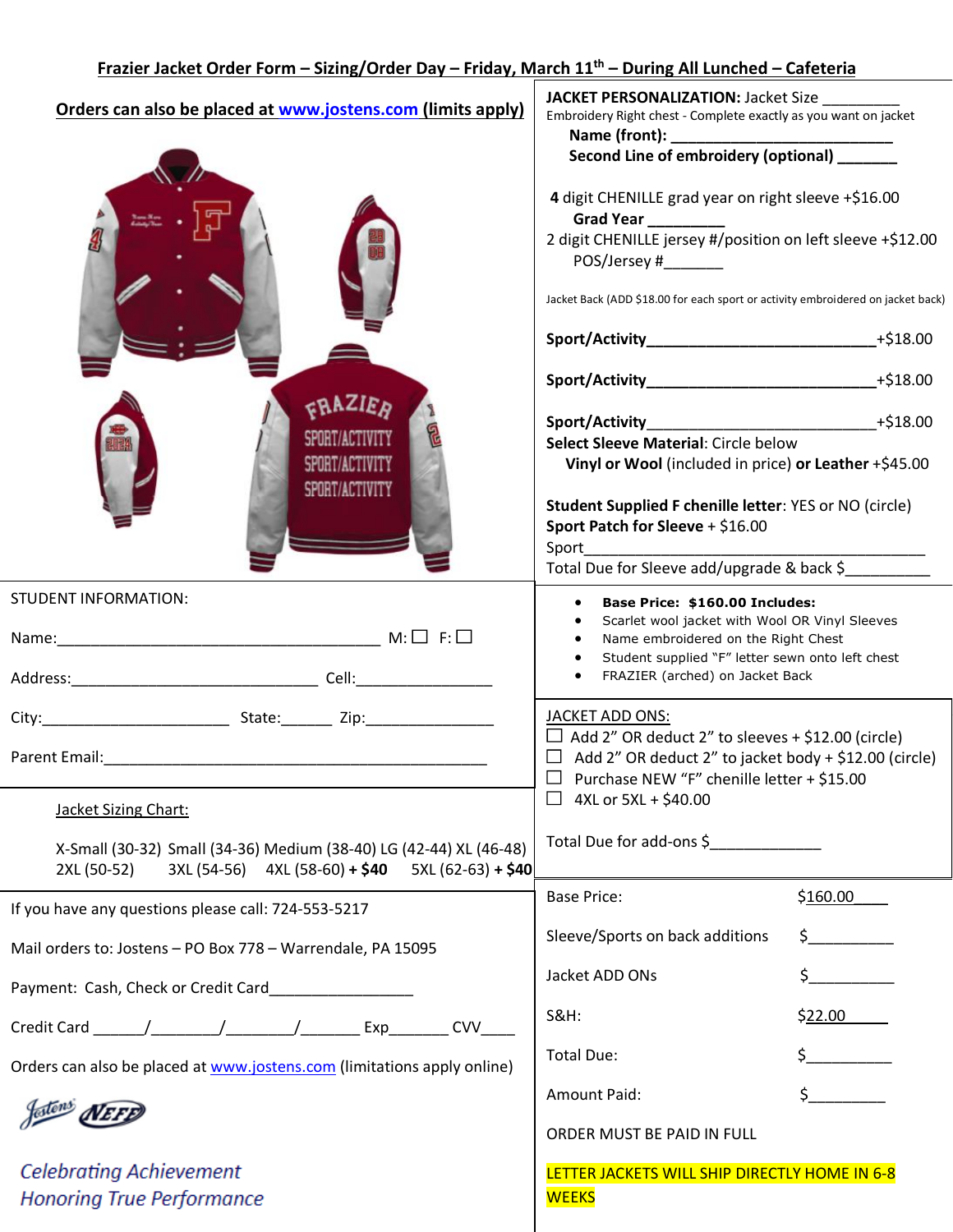# Frazier Jacket Order Form – Sizing/Order Day – Friday, March 11th – During All Lunched – Cafeteria

**Orders can also be placed at www.jostens.com (limits apply)**

**JACKET PERSONALIZATION:** Jacket Size _________

Embroidery Right chest - Complete exactly as you want on jacket

**Name (front):** ___________________________

**Second Line of embroidery (optional)** _______

**4** digit CHENILLE grad year on right sleeve +$16.00

**Grad Year** _________

2 digit CHENILLE jersey #/position on left sleeve +$12.00

POS/Jersey #_______

Jacket Back (ADD $18.00 for each sport or activity embroidered on jacket back)

**Sport/Activity**___________________________+$18.00

**Sport/Activity**___________________________+$18.00

**Sport/Activity**___________________________+$18.00

**Select Sleeve Material**: Circle below

**Vinyl or Wool** (included in price) **or Leather** +$45.00

**Student Supplied F chenille letter**: YES or NO (circle)

**Sport Patch for Sleeve** + $16.00

Sport__________________________________________

Total Due for Sleeve add/upgrade & back $__________

STUDENT INFORMATION:

Name:_______________________________________ M: ☐ F: ☐

Address:_____________________________ Cell:________________

City:______________________ State:______ Zip:_______________

Parent Email:_______________________________________________

- **Base Price: $160.00 Includes:**
- Scarlet wool jacket with Wool OR Vinyl Sleeves
- Name embroidered on the Right Chest
- Student supplied "F" letter sewn onto left chest
- FRAZIER (arched) on Jacket Back

Jacket Sizing Chart:

X-Small (30-32) Small (34-36) Medium (38-40) LG (42-44) XL (46-48) 2XL (50-52) 3XL (54-56) 4XL (58-60) **+ $40** 5XL (62-63) **+ $40**

JACKET ADD ONS:

☐ Add 2" OR deduct 2" to sleeves + $12.00 (circle)

☐ Add 2" OR deduct 2" to jacket body + $12.00 (circle)

☐ Purchase NEW "F" chenille letter + $15.00

☐ 4XL or 5XL + $40.00

Total Due for add-ons $_____________

If you have any questions please call: 724-553-5217

Mail orders to: Jostens – PO Box 778 – Warrendale, PA 15095

Payment: Cash, Check or Credit Card_________________

Credit Card ______/________/________/_______ Exp_______ CVV____

Orders can also be placed at www.jostens.com (limitations apply online)

| | |
|---|---|
| Base Price: | $160.00____ |
| Sleeve/Sports on back additions | $__________ |
| Jacket ADD ONs | $__________ |
| S&H: | $22.00_____ |
| Total Due: | $__________ |
| Amount Paid: | $_________ |

ORDER MUST BE PAID IN FULL

LETTER JACKETS WILL SHIP DIRECTLY HOME IN 6-8 WEEKS

Jostens NEFF

*Celebrating Achievement*

*Honoring True Performance*